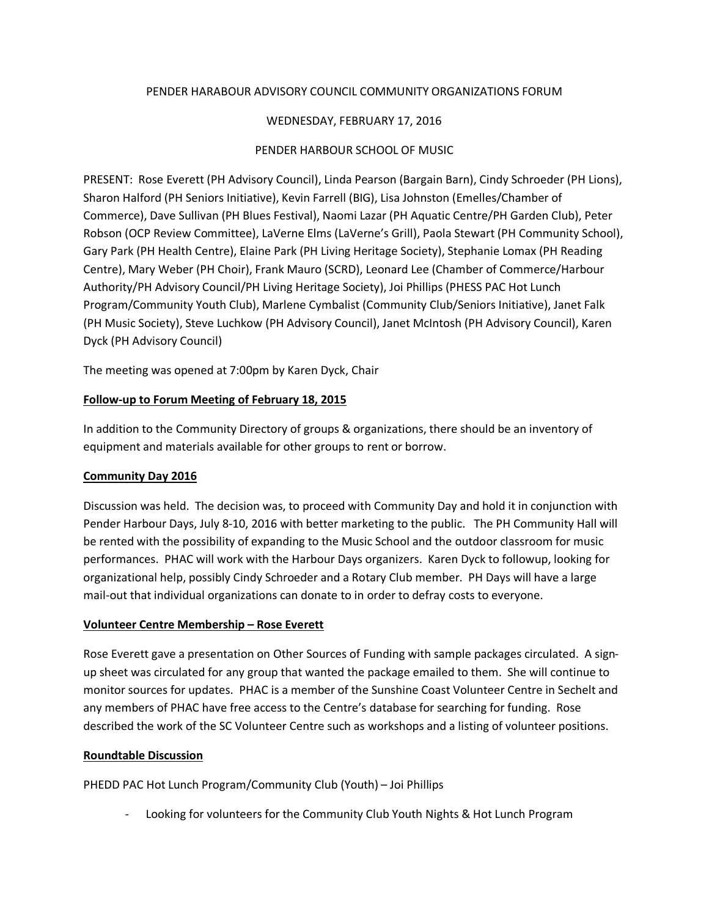PENDER HARABOUR ADVISORY COUNCIL COMMUNITY ORGANIZATIONS FORUM

WEDNESDAY, FEBRUARY 17, 2016

PENDER HARBOUR SCHOOL OF MUSIC

PRESENT: Rose Everett (PH Advisory Council), Linda Pearson (Bargain Barn), Cindy Schroeder (PH Lions), Sharon Halford (PH Seniors Initiative), Kevin Farrell (BIG), Lisa Johnston (Emelles/Chamber of Commerce), Dave Sullivan (PH Blues Festival), Naomi Lazar (PH Aquatic Centre/PH Garden Club), Peter Robson (OCP Review Committee), LaVerne Elms (LaVerne's Grill), Paola Stewart (PH Community School), Gary Park (PH Health Centre), Elaine Park (PH Living Heritage Society), Stephanie Lomax (PH Reading Centre), Mary Weber (PH Choir), Frank Mauro (SCRD), Leonard Lee (Chamber of Commerce/Harbour Authority/PH Advisory Council/PH Living Heritage Society), Joi Phillips (PHESS PAC Hot Lunch Program/Community Youth Club), Marlene Cymbalist (Community Club/Seniors Initiative), Janet Falk (PH Music Society), Steve Luchkow (PH Advisory Council), Janet McIntosh (PH Advisory Council), Karen Dyck (PH Advisory Council)

The meeting was opened at 7:00pm by Karen Dyck, Chair

**Follow-up to Forum Meeting of February 18, 2015**

In addition to the Community Directory of groups & organizations, there should be an inventory of equipment and materials available for other groups to rent or borrow.

**Community Day 2016**

Discussion was held. The decision was, to proceed with Community Day and hold it in conjunction with Pender Harbour Days, July 8-10, 2016 with better marketing to the public. The PH Community Hall will be rented with the possibility of expanding to the Music School and the outdoor classroom for music performances. PHAC will work with the Harbour Days organizers. Karen Dyck to followup, looking for organizational help, possibly Cindy Schroeder and a Rotary Club member. PH Days will have a large mail-out that individual organizations can donate to in order to defray costs to everyone.

**Volunteer Centre Membership – Rose Everett**

Rose Everett gave a presentation on Other Sources of Funding with sample packages circulated. A sign-up sheet was circulated for any group that wanted the package emailed to them. She will continue to monitor sources for updates. PHAC is a member of the Sunshine Coast Volunteer Centre in Sechelt and any members of PHAC have free access to the Centre's database for searching for funding. Rose described the work of the SC Volunteer Centre such as workshops and a listing of volunteer positions.

**Roundtable Discussion**

PHEDD PAC Hot Lunch Program/Community Club (Youth) – Joi Phillips

- Looking for volunteers for the Community Club Youth Nights & Hot Lunch Program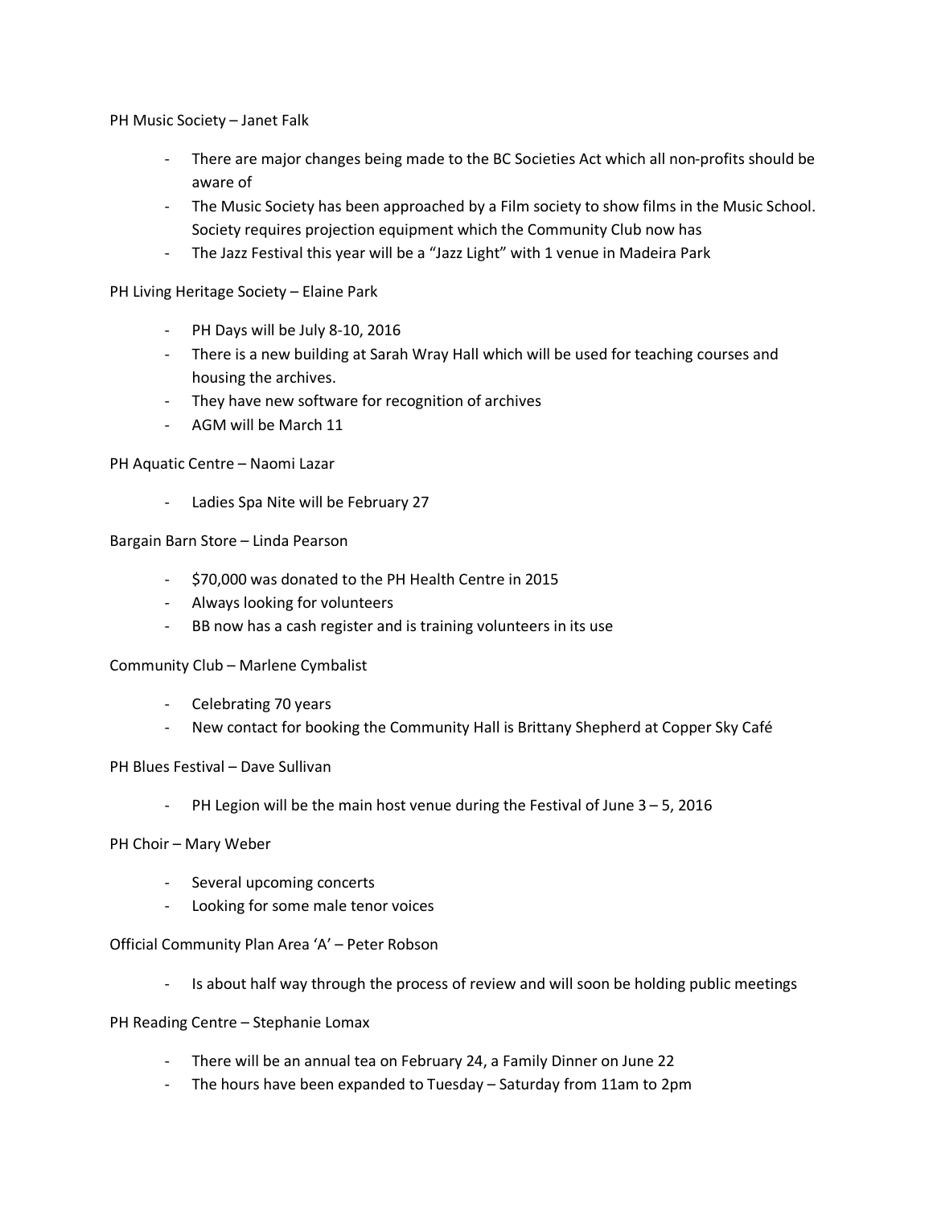PH Music Society – Janet Falk

- There are major changes being made to the BC Societies Act which all non-profits should be aware of
- The Music Society has been approached by a Film society to show films in the Music School. Society requires projection equipment which the Community Club now has
- The Jazz Festival this year will be a "Jazz Light" with 1 venue in Madeira Park

PH Living Heritage Society – Elaine Park

- PH Days will be July 8-10, 2016
- There is a new building at Sarah Wray Hall which will be used for teaching courses and housing the archives.
- They have new software for recognition of archives
- AGM will be March 11

PH Aquatic Centre – Naomi Lazar

- Ladies Spa Nite will be February 27

Bargain Barn Store – Linda Pearson

- $70,000 was donated to the PH Health Centre in 2015
- Always looking for volunteers
- BB now has a cash register and is training volunteers in its use

Community Club – Marlene Cymbalist

- Celebrating 70 years
- New contact for booking the Community Hall is Brittany Shepherd at Copper Sky Café

PH Blues Festival – Dave Sullivan

- PH Legion will be the main host venue during the Festival of June 3 – 5, 2016

PH Choir – Mary Weber

- Several upcoming concerts
- Looking for some male tenor voices

Official Community Plan Area 'A' – Peter Robson

- Is about half way through the process of review and will soon be holding public meetings

PH Reading Centre – Stephanie Lomax

- There will be an annual tea on February 24, a Family Dinner on June 22
- The hours have been expanded to Tuesday – Saturday from 11am to 2pm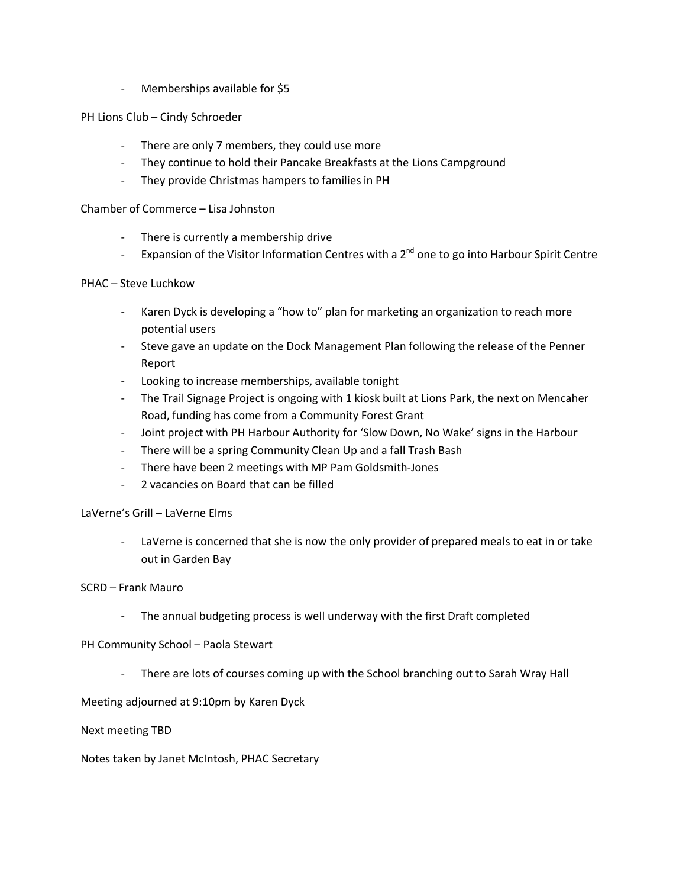- Memberships available for $5

PH Lions Club – Cindy Schroeder

- There are only 7 members, they could use more
- They continue to hold their Pancake Breakfasts at the Lions Campground
- They provide Christmas hampers to families in PH

Chamber of Commerce – Lisa Johnston

- There is currently a membership drive
- Expansion of the Visitor Information Centres with a 2nd one to go into Harbour Spirit Centre

PHAC – Steve Luchkow

- Karen Dyck is developing a "how to" plan for marketing an organization to reach more potential users
- Steve gave an update on the Dock Management Plan following the release of the Penner Report
- Looking to increase memberships, available tonight
- The Trail Signage Project is ongoing with 1 kiosk built at Lions Park, the next on Mencaher Road, funding has come from a Community Forest Grant
- Joint project with PH Harbour Authority for 'Slow Down, No Wake' signs in the Harbour
- There will be a spring Community Clean Up and a fall Trash Bash
- There have been 2 meetings with MP Pam Goldsmith-Jones
- 2 vacancies on Board that can be filled

LaVerne's Grill – LaVerne Elms

- LaVerne is concerned that she is now the only provider of prepared meals to eat in or take out in Garden Bay

SCRD – Frank Mauro

- The annual budgeting process is well underway with the first Draft completed

PH Community School – Paola Stewart

- There are lots of courses coming up with the School branching out to Sarah Wray Hall

Meeting adjourned at 9:10pm by Karen Dyck

Next meeting TBD

Notes taken by Janet McIntosh, PHAC Secretary